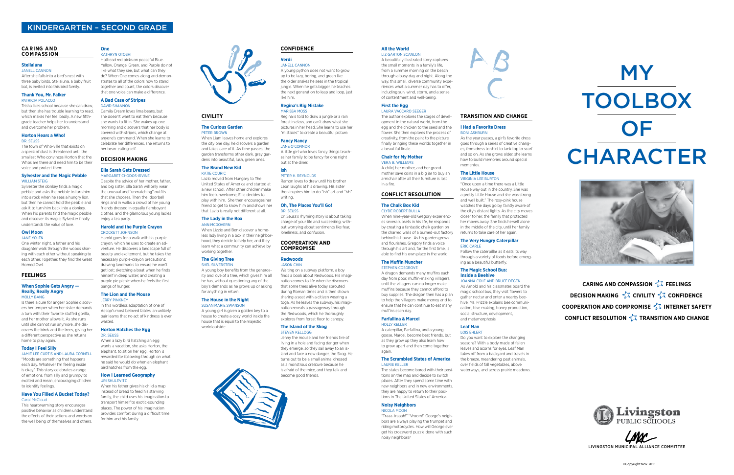# KINDERGARTEN – SECOND GRADE

## CARING AND COMPASSION

### Stellaluna
JANELL CANNON

After she falls into a bird's nest with three baby birds, Stellaluna, a baby fruit bat, is invited into this bird family.

### Thank You, Mr. Falker
PATRICIA POLACCO

Trisha likes school because she can draw, but then she has trouble learning to read, which makes her feel badly. A new fifth-grade teacher helps her to understand and overcome her problem.

### Horton Hears a Who!
DR. SEUSS

The town of Who-ville that exists on a speck of dust is threatened until the smallest Who convinces Horton that the Whos are there and need him to be their voice and protect them.

### Sylvester and the Magic Pebble
WILLIAM STEIG

Sylvester the donkey finds a magic pebble and asks the pebble to turn him into a rock when he sees a hungry lion, but then he cannot hold the pebble and ask it to turn him back into a donkey. When his parents find the magic pebble and discover its magic, Sylvester finally understands the value of love.

### Owl Moon
JANE YOLEN

One winter night, a father and his daughter walk through the woods sharing with each other without speaking to each other. Together, they find the Great Horned Owl.

## FEELINGS

### When Sophie Gets Angry — Really, Really Angry
MOLLY BANG

Is there a cure for anger? Sophie discovers her temper when her sister demands a turn with their favorite stuffed gorilla, and her mother allows it. As she runs until she cannot run anymore, she discovers the birds and the trees, giving her a different perspective as she returns home to play again.

### Today I Feel Silly
JAMIE LEE CURTIS AND LAURA CORNELL

"Moods are something that happens each day. Whatever I'm feeling inside is okay." This story celebrates a range of emotions, from silly and grumpy to excited and mean, encouraging children to identify feelings.

### Have You Filled A Bucket Today?
Carol McCloud

This heartwarming story encourages positive behavior as children understand the effects of their actions and words on the well being of themselves and others.

### One
KATHRYN OTOSHI

Hothead red picks on peaceful Blue. Yellow, Orange, Green, and Purple do not like what they see, but what can they do? When One comes along and demonstrates to all of the colors how to stand together and count, the colors discover that one voice can make a difference.

### A Bad Case of Stripes
DAVID SHANNON

Camila Cream loves lima beans, but she doesn't want to eat them because she wants to fit in. She wakes up one morning and discovers that her body is covered with stripes, which change at anyone's command. When she learns to celebrate her differences, she returns to her bean-eating self.

## DECISION MAKING

### Ella Sarah Gets Dressed
MARGARET CHODOS-IRVINE

Despite the advice of her mother, father, and big sister, Ella Sarah will only wear the unusual and "unmatching" outfits that she chooses. Then the doorbell rings and in walks a crowd of her young friends dressed in equally flamboyant clothes, and the glamorous young ladies enjoy a tea party.

### Harold and the Purple Crayon
CROCKETT JOHNSON

Harold goes for a walk with his purple crayon, which he uses to create an adventure. He discovers a landscape full of beauty and excitement, but he takes the necessary purple-crayon precautions: drawing landmarks to ensure he won't get lost; sketching a boat when he finds himself in deep water; and creating a purple pie picnic when he feels the first pangs of hunger.

### The Lion and the Mouse
JERRY PINKNEY

In this wordless adaptation of one of Aesop's most beloved fables, an unlikely pair learns that no act of kindness is ever wasted.

### Horton Hatches the Egg
DR. SEUSS

When a lazy bird hatching an egg wants a vacation, she asks Horton, the elephant, to sit on her egg. Horton is rewarded for following through on what he said he would do when an elephant bird hatches from the egg.

### How I Learned Geography
URI SHULEVITZ

When his father gives his child a map instead of bread to feed his starving family, the child uses his imagination to transport himself to exotic-sounding places. The power of his imagination provides comfort during a difficult time for him and his family.

## CIVILITY

### The Curious Garden
PETER BROWN

When Liam leaves home and explores the city one day, he discovers a garden and takes care of it. As time passes, the garden transforms other dark, gray gardens into beautiful, lush, green ones.

### The Brand New Kid
KATIE COURIC

Lazlo moved from Hungary to The United States of America and started at a new school. After other children make him feel unwelcome, Ellie decides to play with him. She then encourages her friend to get to know him and shows her that Lazlo is really not different at all.

### The Lady in the Box
ANN MCGOVERN

When Lizzie and Ben discover a homeless lady living in a box in their neighborhood, they decide to help her, and they learn what a community can achieve by working together.

### The Giving Tree
SHEL SILVERSTEIN

A young boy benefits from the generosity and love of a tree, which gives him all he has, without questioning any of the boy's demands as he grows up or asking for anything in return.

### The House in the Night
SUSAN MARIE SWANSON

A young girl is given a golden key to a house to create a cozy world inside the house that is equal to the majestic world outside.

## CONFIDENCE

### Verdi
JANELL CANNON

A young python does not want to grow up to be lazy, boring, and green like the older snakes he sees in the tropical jungle. When he gets bigger, he teaches the next generation to leap and loop, just like him.

### Regina's Big Mistake
MARISSA MOSS

Regina is told to draw a jungle or a rain forest in class, and can't draw what she pictures in her head. She learns to use her "mistakes" to create a beautiful picture.

### Fancy Nancy
JANE O'CONNOR

A little girl who loves fancy things teaches her family to be fancy for one night out at the diner.

### Ish
PETER H. REYNOLDS

Ramon loves to draw until his brother Leon laughs at his drawing. His sister then inspires him to do "ish" art and "ish" writing.

### Oh, The Places You'll Go!
DR. SEUSS

Dr. Seuss's rhyming story is about taking charge of your life and succeeding, without worrying about sentiments like fear, loneliness, and confusion.

## COOPERATION AND COMPROMISE

### Redwoods
JASON CHIN

Waiting on a subway platform, a boy finds a book about Redwoods. His imagination comes to life when he discovers that some trees alive today sprouted during Roman times and is then shown sharing a seat with a citizen wearing a toga. As he leaves the subway, his imagination reveals a passageway through the Redwoods, which he thoroughly explores from forest floor to canopy.

### The Island of the Skog
STEVEN KELLOGG

Jenny the mouse and her friends tire of living in a hole and facing danger when they emerge, so they sail away to an island and face a new danger, the Skog. He turns out to be a small animal dressed as a monstrous creature because he is afraid of the mice, and they talk and become good friends.

### All the World
LIZ GARTON SCANLON

A beautifully illustrated story captures the small moments in a family's life, from a summer morning on the beach through a busy day and night. Along the way, this small, diverse community experiences what a summer day has to offer, including sun, wind, storm, and a sense of contentment and well-being.

### First the Egg
LAURA VACCARO SEEGER

The author explores the stages of development in the natural world, from the egg and the chicken to the seed and the flower. She then explores the process of creativity, from the paint to the picture, finally bringing these worlds together in a beautiful finale.

### Chair for My Mother
VERA B. WILLIAMS

A child, her mother, and her grandmother save coins in a big jar to buy an armchair after all their furniture is lost in a fire.

## CONFLICT RESOLUTION

### The Chalk Box Kid
CLYDE ROBERT BULLA

When nine-year-old Gregory experiences several upsets in his life, he responds by creating a fantastic chalk garden on the charred walls of a burned-out factory behind his house. As his garden grows and flourishes, Gregory finds a voice through his art and, for the first time, is able to find his own place in the world.

### The Muffin Muncher
STEPHEN COSGROVE

A dragon demands many muffins each day from poor, muffin-making villagers, until the villagers can no longer make muffins because they cannot afford to buy supplies. The dragon then has a plan to help the villagers make money and to ensure that he can continue to eat many muffins each day.

### Farfallina & Marcel
HOLLY KELLER

A caterpillar, Farfallina, and a young goose, Marcel, become best friends, but as they grow up they also learn how to grow apart and then come together again.

### The Scrambled States of America
LAURIE KELLER

The states become bored with their positions on the map and decide to switch places. After they spend some time with new neighbors and in new environments, they are happy to return to their positions in The United States of America.

### Noisy Neighbors
NICOLA MOON

"Traaa-traaah!" "Vroom!" George's neighbors are always playing the trumpet and riding motorcycles. How will George ever get his crossword puzzle done with such noisy neighbors?

## TRANSITION AND CHANGE

### I Had a Favorite Dress
BONI ASHBURN

As the year passes, a girl's favorite dress goes through a series of creative changes, from dress to shirt to tank top to scarf and so on. As she grows older, she learns how to build memories around special mementos.

### The Little House
VIRGINIA LEE BURTON

"Once upon a time there was a Little House way out in the country. She was a pretty Little House and she was strong and well built." The rosy-pink house watches the days go by, faintly aware of the city's distant lights. As the city moves closer to her, the family that protected her moves away. She finds herself alone in the middle of the city, until her family returns to take care of her again.

### The Very Hungry Caterpillar
ERIC CARLE

Follow the caterpillar as it eats its way through a variety of foods before emerging as a beautiful butterfly.

### The Magic School Bus: Inside a Beehive
JOANNA COLE AND BRUCE DEGEN

As Arnold and his classmates board the magic school bus, they visit flowers to gather nectar and enter a nearby beehive. Ms. Frizzle explains bee communication, hive making, honey production, social structure, development, and metamorphosis.

### Leaf Man
LOIS EHLERT

Do you want to explore the changing seasons? With a body made of fallen leaves and acorns for eyes, Leaf Man takes off from a backyard and travels in the breeze, meandering past animals, over fields of fall vegetables, above waterways, and across prairie meadows.

# MY TOOLBOX OF CHARACTER

**CARING AND COMPASSION ✧ FEELINGS ✧ DECISION MAKING ✧ CIVILITY ✧ CONFIDENCE ✧ COOPERATION AND COMPROMISE ✧ INTERNET SAFETY ✧ CONFLICT RESOLUTION ✧ TRANSITION AND CHANGE**

Livingston Public Schools

LMAC

LIVINGSTON MUNICIPAL ALLIANCE COMMITTEE

©Copyright Nov. 2011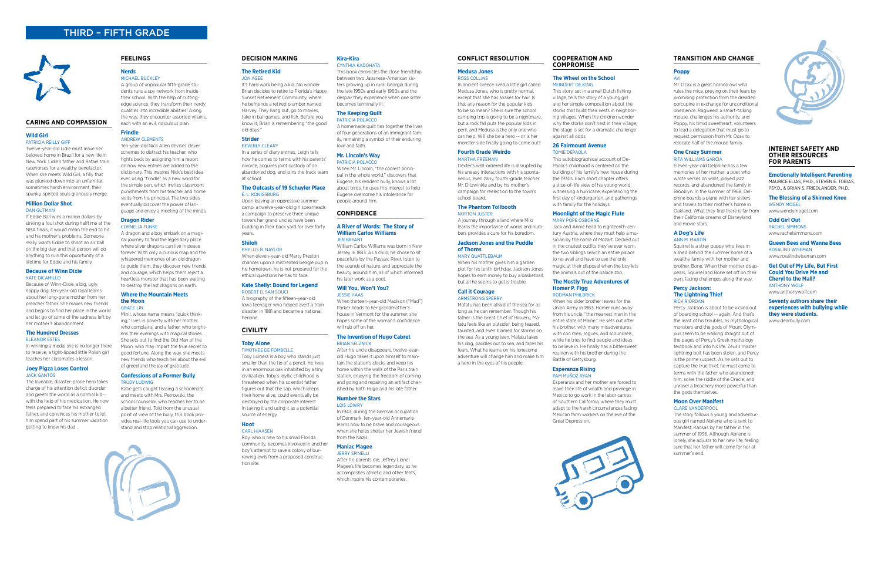# THIRD – FIFTH GRADE

## CARING AND COMPASSION

### Wild Girl
PATRICIA REILLY GIFF

Twelve-year-old Lidie must leave her beloved home in Brazil for a new life in New York. Lidie's father and Rafael train racehorses for a wealthy benefactor. When she meets Wild Girl, a filly that was plunked down into an unfamiliar, sometimes harsh environment, their spunky, spirited souls gloriously merge.

### Million Dollar Shot
DAN GUTMAN

If Eddie Ball wins a million dollars by sinking a foul shot during halftime at the NBA finals, it would mean the end to his and his mother's problems. Someone really wants Eddie to shoot an air ball on the big day, and that person will do anything to ruin this opportunity of a lifetime for Eddie and his family.

### Because of Winn Dixie
KATE DICAMILLO

Because of Winn-Dixie, a big, ugly, happy dog, ten-year-old Opal learns about her long-gone mother from her preacher father. She makes new friends and begins to find her place in the world and let go of some of the sadness left by her mother's abandonment.

### The Hundred Dresses
ELEANOR ESTES

In winning a medal she is no longer there to receive, a tight-lipped little Polish girl teaches her classmates a lesson.

### Joey Pigza Loses Control
JACK GANTOS

The loveable, disaster-prone hero takes charge of his attention deficit disorder and greets the world as a normal kid-- with the help of his medication. He now feels prepared to face his estranged father, and convinces his mother to let him spend part of his summer vacation getting to know his dad .

## FEELINGS

### Nerds
MICHAEL BUCKLEY

A group of unpopular fifth-grade students runs a spy network from inside their school. With the help of cutting-edge science, they transform their nerdy qualities into incredible abilities! Along the way, they encounter assorted villains, each with an evil, ridiculous plan.

### Frindle
ANDREW CLEMENTS

Ten-year-old Nick Allen devises clever schemes to distract his teacher, who fights back by assigning him a report on how new entries are added to the dictionary. This inspires Nick's best idea ever, using "frindle" as a new word for the simple pen, which invites classroom punishments from his teacher and home visits from his principal. The two sides eventually discover the power of language and enjoy a meeting of the minds.

### Dragon Rider
CORNELIA FUNKE

A dragon and a boy embark on a magical journey to find the legendary place where silver dragons can live in peace forever. With only a curious map and the whispered memories of an old dragon to guide them, they discover new friends and courage, which helps them reject a heartless monster that has been waiting to destroy the last dragons on earth.

### Where the Mountain Meets the Moon
GRACE LIN

Minli, whose name means "quick thinking," lives in poverty with her mother, who complains, and a father, who brightens their evenings with magical stories. She sets out to find the Old Man of the Moon, who may impart the true secret to good fortune. Along the way, she meets new friends who teach her about the evil of greed and the joy of gratitude.

### Confessions of a Former Bully
TRUDY LUDWIG

Katie gets caught teasing a schoolmate and meets with Mrs. Petrowski, the school counselor, who teaches her to be a better friend. Told from the unusual point of view of the bully, this book provides real-life tools you can use to understand and stop relational aggression.

## DECISION MAKING

### The Retired Kid
JON AGEE

It's hard work being a kid. No wonder Brian decides to retire to Florida's Happy Sunset Retirement Community, where he befriends a retired plumber named Harvey. They hang out, go to movies, take in ball games, and fish. Before you know it, Brian is remembering "the good old days."

### Strider
BEVERLY CLEARY

In a series of diary entries, Leigh tells how he comes to terms with his parents' divorce, acquires joint custody of an abandoned dog, and joins the track team at school.

### The Outcasts of 19 Schuyler Place
E. L. KONIGSBURG

Upon leaving an oppressive summer camp, a twelve-year-old girl spearheads a campaign to preserve three unique towers her grand uncles have been building in their back yard for over forty years.

### Shiloh
PHYLLIS R. NAYLOR

When eleven-year-old Marty Preston chances upon a mistreated beagle pup in his hometown, he is not prepared for the ethical questions he has to face.

### Kate Shelly: Bound for Legend
ROBERT D. SAN SOUCI

A biography of the fifteen-year-old Iowa teenager who helped avert a train disaster in 1881 and became a national heroine.

## CIVILITY

### Toby Alone
TIMOTHEE DE FOMBELLE

Toby Lolness is a boy who stands just smaller than the tip of a pencil. He lives in an enormous oak inhabited by a tiny civilization. Toby's idyllic childhood is threatened when his scientist father figures out that the sap, which keeps their home alive, could eventually be destroyed by the corporate interest in taking it and using it as a potential source of energy.

### Hoot
CARL HIAASEN

Roy, who is new to his small Florida community, becomes involved in another boy's attempt to save a colony of burrowing owls from a proposed construction site.

### Kira-Kira
CYNTHIA KADOHATA

This book chronicles the close friendship between two Japanese-American sisters growing up in rural Georgia during the late 1950s and early 1960s and the despair they experience when one sister becomes terminally ill.

### The Keeping Quilt
PATRICIA POLACCO

A homemade quilt ties together the lives of four generations of an immigrant family, remaining a symbol of their enduring love and faith.

### Mr. Lincoln's Way
PATRICIA POLACCO

When Mr. Lincoln, "the coolest principal in the whole world," discovers that Eugene, his resident bully, knows a lot about birds, he uses this interest to help Eugene overcome his intolerance for people around him.

## CONFIDENCE

### A River of Words: The Story of William Carlos Williams
JEN BRYANT

William Carlos Williams was born in New Jersey in 1883. As a child, he chose to sit peacefully by the Passaic River, listen to the sounds of nature, and appreciate the beauty around him, all of which informed his later work as a poet.

### Will You, Won't You?
JESSIE HAAS

When thirteen-year-old Madison ("Mad") Parker heads to her grandmother's house in Vermont for the summer, she hopes some of the woman's confidence will rub off on her.

### The Invention of Hugo Cabret
BRIAN SELZNICK

After his uncle disappears, twelve-year-old Hugo takes it upon himself to maintain the station's clocks and keep his home within the walls of the Paris train station, enjoying the freedom of coming and going and repairing an artifact cherished by both Hugo and his late father.

### Number the Stars
LOIS LOWRY

In 1943, during the German occupation of Denmark, ten-year-old Annemarie learns how to be brave and courageous when she helps shelter her Jewish friend from the Nazis.

### Maniac Magee
JERRY SPINELLI

After his parents die, Jeffrey Lionel Magee's life becomes legendary, as he accomplishes athletic and other feats, which inspire his contemporaries.

## CONFLICT RESOLUTION

### Medusa Jones
ROSS COLLINS

In ancient Greece lived a little girl called Medusa Jones, who is pretty normal, except that she has snakes for hair. Is that any reason for the popular kids to be so mean? She is sure the school camping trip is going to be a nightmare, but a rock fall puts the popular kids in peril, and Medusa is the only one who can help. Will she be a hero -- or is her monster side finally going to come out?

### Fourth Grade Weirdo
MARTHA FREEMAN

Dexter's well-ordered life is disrupted by his uneasy interactions with his spontaneous, even zany, fourth-grade teacher Mr. Ditzwinkle and by his mother's campaign for reelection to the town's school board.

### The Phantom Tollbooth
NORTON JUSTER

A journey through a land where Milo learns the importance of words and numbers provides a cure for his boredom.

### Jackson Jones and the Puddle of Thorns
MARY QUATTLEBAUM

When his mother gives him a garden plot for his tenth birthday, Jackson Jones hopes to earn money to buy a basketball, but all he seems to get is trouble.

### Call it Courage
ARMSTRONG SPERRY

Mafatu has been afraid of the sea for as long as he can remember. Though his father is the Great Chief of Hikueru, Mafatu feels like an outsider, being teased, taunted, and even blamed for storms on the sea. As a young teen, Mafatu takes his dog, paddles out to sea, and faces his fears. What he learns on his lonesome adventure will change him and make him a hero in the eyes of his people.

## COOPERATION AND COMPROMISE

### The Wheel on the School
MEINDERT DEJONG

This story, set in a small Dutch fishing village, tells the story of a young girl and her simple composition about the storks that build their nests in neighboring villages. When the children wonder why the storks don't nest in their village, the stage is set for a dramatic challenge against all odds.

### 26 Fairmount Avenue
TOMIE DEPAOLA

This autobiographical account of DePaola's childhood is centered on the building of his family's new house during the 1930s. Each short chapter offers a slice-of-life view of his young world, witnessing a hurricane, experiencing the first day of kindergarten, and gatherings with family for the holidays.

### Moonlight of the Magic Flute
MARY POPE OSBORNE

Jack and Annie head to eighteenth-century Austria, where they must help a musician by the name of Mozart. Decked out in the craziest outfits they've ever worn, the two siblings search an entire palace to no avail and have to use the only magic at their disposal when the boy lets the animals out of the palace zoo.

### The Mostly True Adventures of Homer P. Figg
RODMAN PHILBRICK

When his older brother leaves for the Union Army in 1863, Homer runs away from his uncle, "the meanest man in the entire state of Maine." He sets out after his brother, with many misadventures with con men, rogues, and scoundrels, while he tries to find people and ideas to believe in. He finally has a bittersweet reunion with his brother during the Battle of Gettysburg.

### Esperanza Rising
PAM MUÑOZ RYAN

Esperanza and her mother are forced to leave their life of wealth and privilege in Mexico to go work in the labor camps of Southern California, where they must adapt to the harsh circumstances facing Mexican farm workers on the eve of the Great Depression.

## TRANSITION AND CHANGE

### Poppy
AVI

Mr. Ocax is a great horned owl who rules the mice, preying on their fears by promising protection from the dreaded porcupine in exchange for unconditional obedience. Ragweed, a smart-talking mouse, challenges his authority, and Poppy, his timid sweetheart, volunteers to lead a delegation that must go to request permission from Mr. Ocax to relocate half of the mouse family.

### One Crazy Summer
RITA WILLIAMS GARCIA

Eleven-year-old Delphine has a few memories of her mother, a poet who wrote verses on walls, played jazz records, and abandoned the family in Brooklyn. In the summer of 1968, Delphine boards a plane with her sisters and travels to their mother's home in Oakland. What they find there is far from their California dreams of Disneyland and movie stars.

### A Dog's Life
ANN M. MARTIN

Squirrel is a stray puppy who lives in a shed behind the summer home of a wealthy family with her mother and brother, Bone. When their mother disappears, Squirrel and Bone set off on their own, facing challenges along the way.

### Percy Jackson: The Lightning Thief
RICK RIORDAN

Percy Jackson is about to be kicked out of boarding school -- again. And that's the least of his troubles, as mythological monsters and the gods of Mount Olympus seem to be walking straight out of the pages of Percy's Greek mythology textbook and into his life. Zeus's master lightning bolt has been stolen, and Percy is the prime suspect. As he sets out to capture the true thief, he must come to terms with the father who abandoned him; solve the riddle of the Oracle; and unravel a treachery more powerful than the gods themselves.

### Moon Over Manifest
CLARE VANDERPOOL

The story follows a young and adventurous girl named Abilene who is sent to Manifest, Kansas by her father in the summer of 1936. Although Abilene is lonely, she adjusts to her new life, feeling sure that her father will come for her at summer's end.

## INTERNET SAFETY AND OTHER RESOURCES FOR PARENTS

**Emotionally Intelligent Parenting**
MAURICE ELIAS, PH.D., STEVEN E. TOBIAS, PSY.D., & BRIAN S. FRIEDLANDER, PH.D.

**The Blessing of a Skinned Knee**
WENDY MOGEL
www.wendymogel.com

**Odd Girl Out**
RACHEL SIMMONS
www.rachelsimmons.com

**Queen Bees and Wanna Bees**
ROSALIND WISEMAN
www.rosalindwiseman.com

**Get Out of My Life, But First Could You Drive Me and Cheryl to the Mall?**
ANTHONY WOLF
www.anthonywolf.com

**Seventy authors share their experiences with bullying while they were students.**
www.dearbully.com